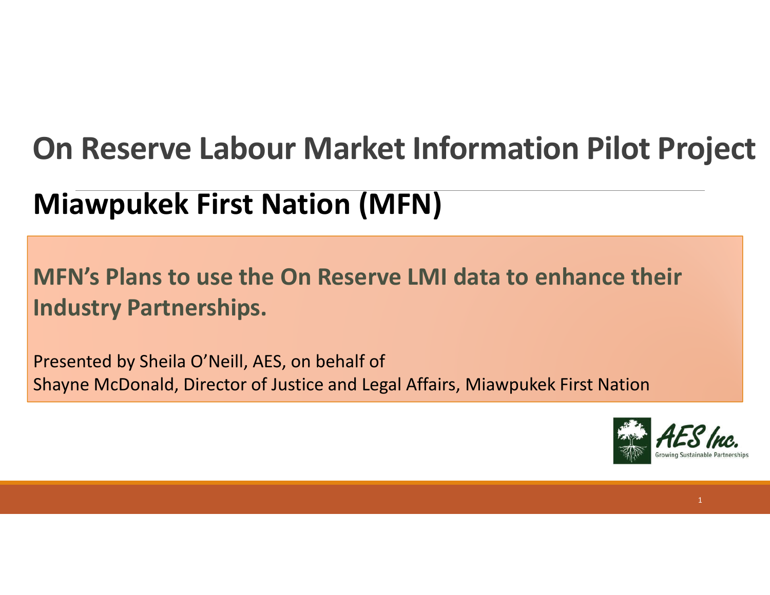# On Reserve Labour Market Information Pilot Project

## Miawpukek First Nation (MFN)

**MFN's Plans to use the On Reserve LMI data to enhance their Industry Partnerships.**

Presented by Sheila O'Neill, AES, on behalf of
Shayne McDonald, Director of Justice and Legal Affairs, Miawpukek First Nation

AES Inc.
Growing Sustainable Partnerships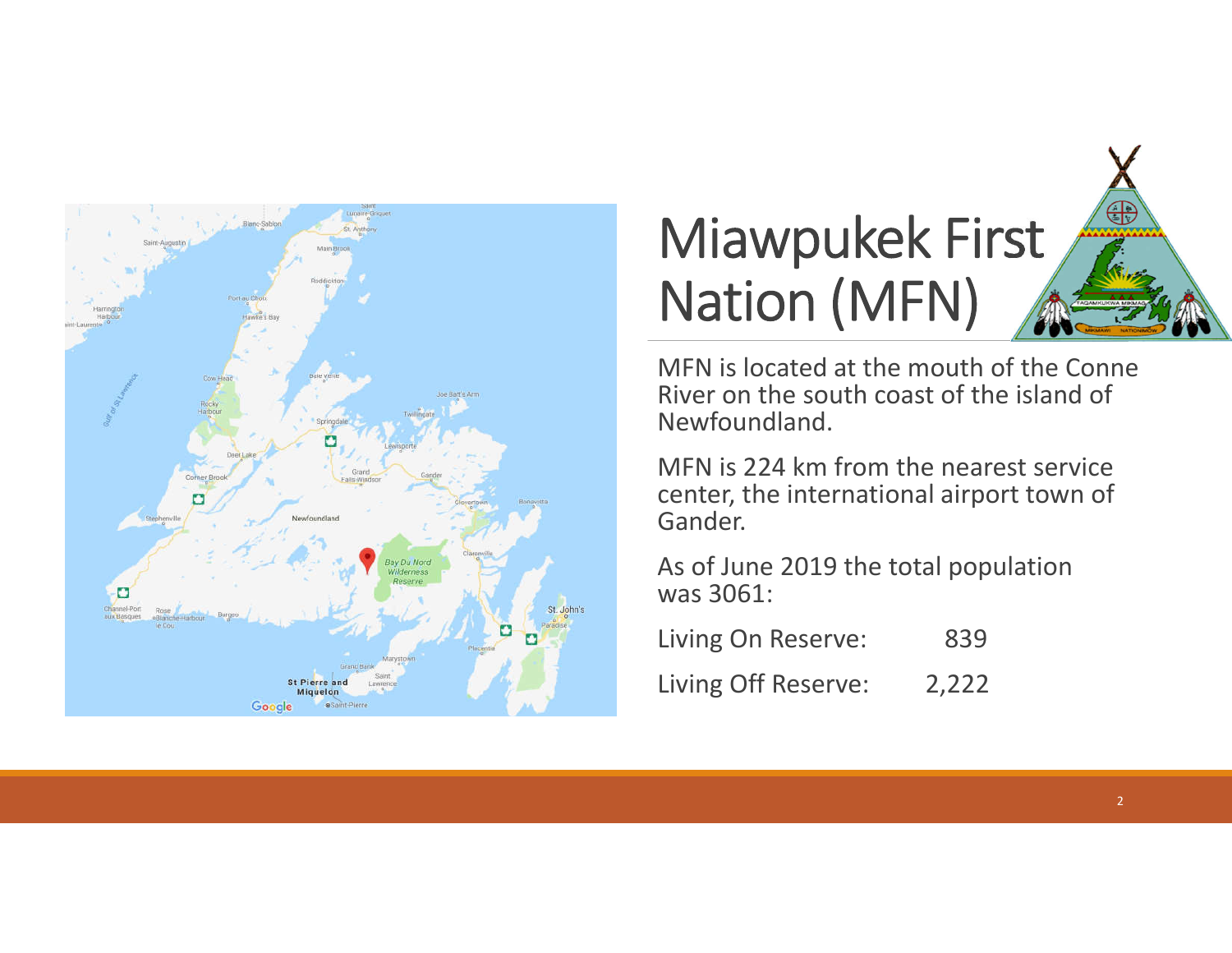# Miawpukek First Nation (MFN)

MFN is located at the mouth of the Conne River on the south coast of the island of Newfoundland.

MFN is 224 km from the nearest service center, the international airport town of Gander.

As of June 2019 the total population was 3061:

| | |
|---|---|
| Living On Reserve: | 839 |
| Living Off Reserve: | 2,222 |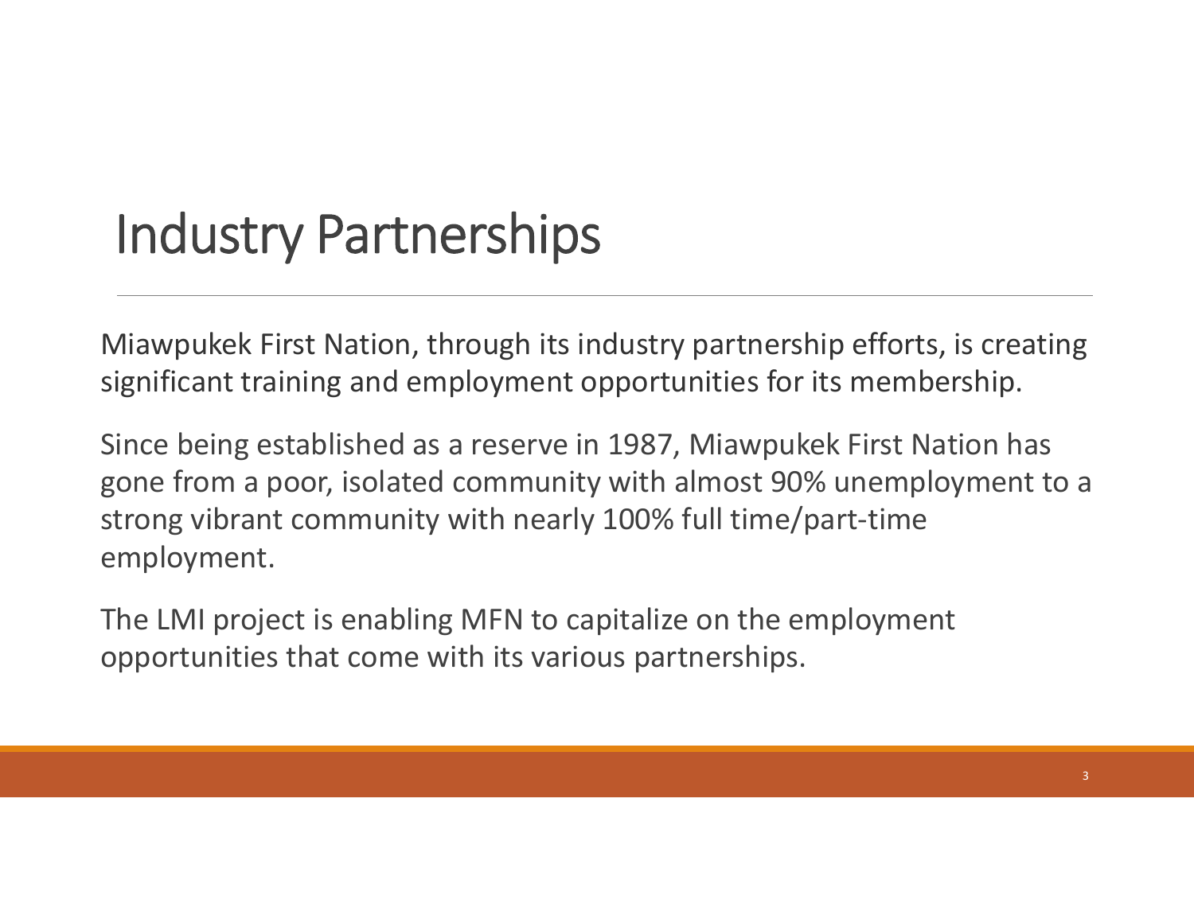# Industry Partnerships

Miawpukek First Nation, through its industry partnership efforts, is creating significant training and employment opportunities for its membership.

Since being established as a reserve in 1987, Miawpukek First Nation has gone from a poor, isolated community with almost 90% unemployment to a strong vibrant community with nearly 100% full time/part-time employment.

The LMI project is enabling MFN to capitalize on the employment opportunities that come with its various partnerships.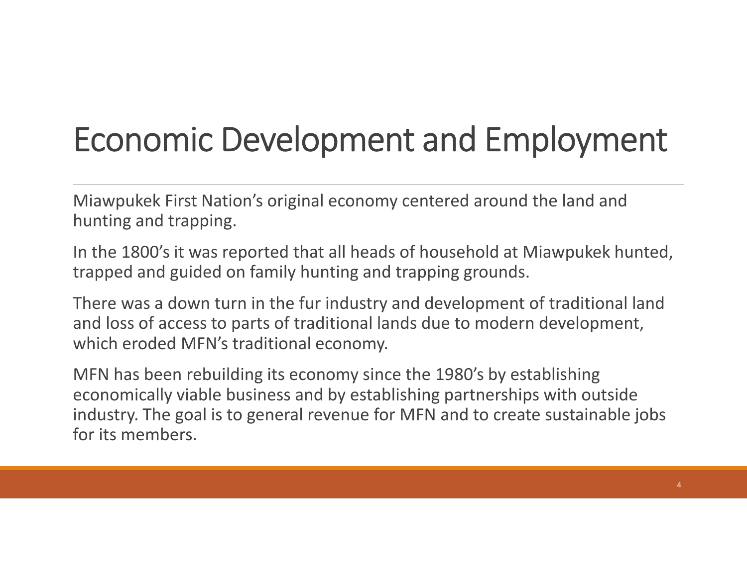# Economic Development and Employment

Miawpukek First Nation's original economy centered around the land and hunting and trapping.

In the 1800's it was reported that all heads of household at Miawpukek hunted, trapped and guided on family hunting and trapping grounds.

There was a down turn in the fur industry and development of traditional land and loss of access to parts of traditional lands due to modern development, which eroded MFN's traditional economy.

MFN has been rebuilding its economy since the 1980's by establishing economically viable business and by establishing partnerships with outside industry. The goal is to general revenue for MFN and to create sustainable jobs for its members.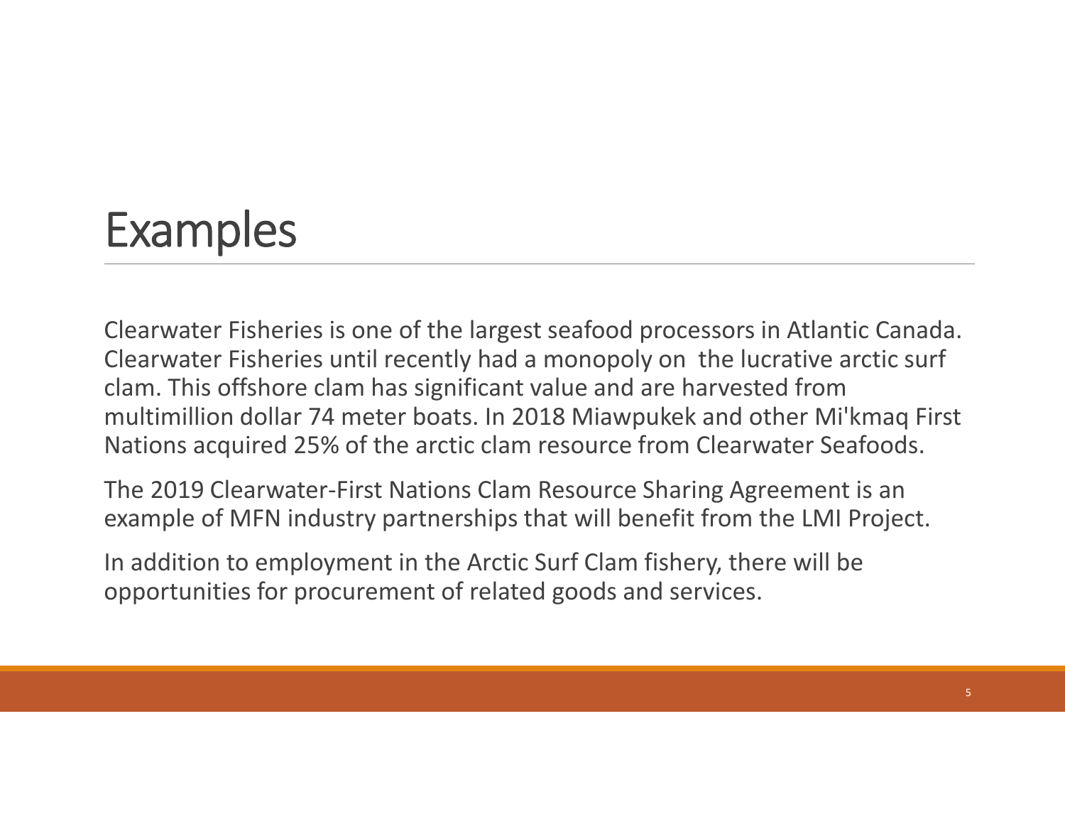# Examples

Clearwater Fisheries is one of the largest seafood processors in Atlantic Canada. Clearwater Fisheries until recently had a monopoly on the lucrative arctic surf clam. This offshore clam has significant value and are harvested from multimillion dollar 74 meter boats. In 2018 Miawpukek and other Mi'kmaq First Nations acquired 25% of the arctic clam resource from Clearwater Seafoods.

The 2019 Clearwater-First Nations Clam Resource Sharing Agreement is an example of MFN industry partnerships that will benefit from the LMI Project.

In addition to employment in the Arctic Surf Clam fishery, there will be opportunities for procurement of related goods and services.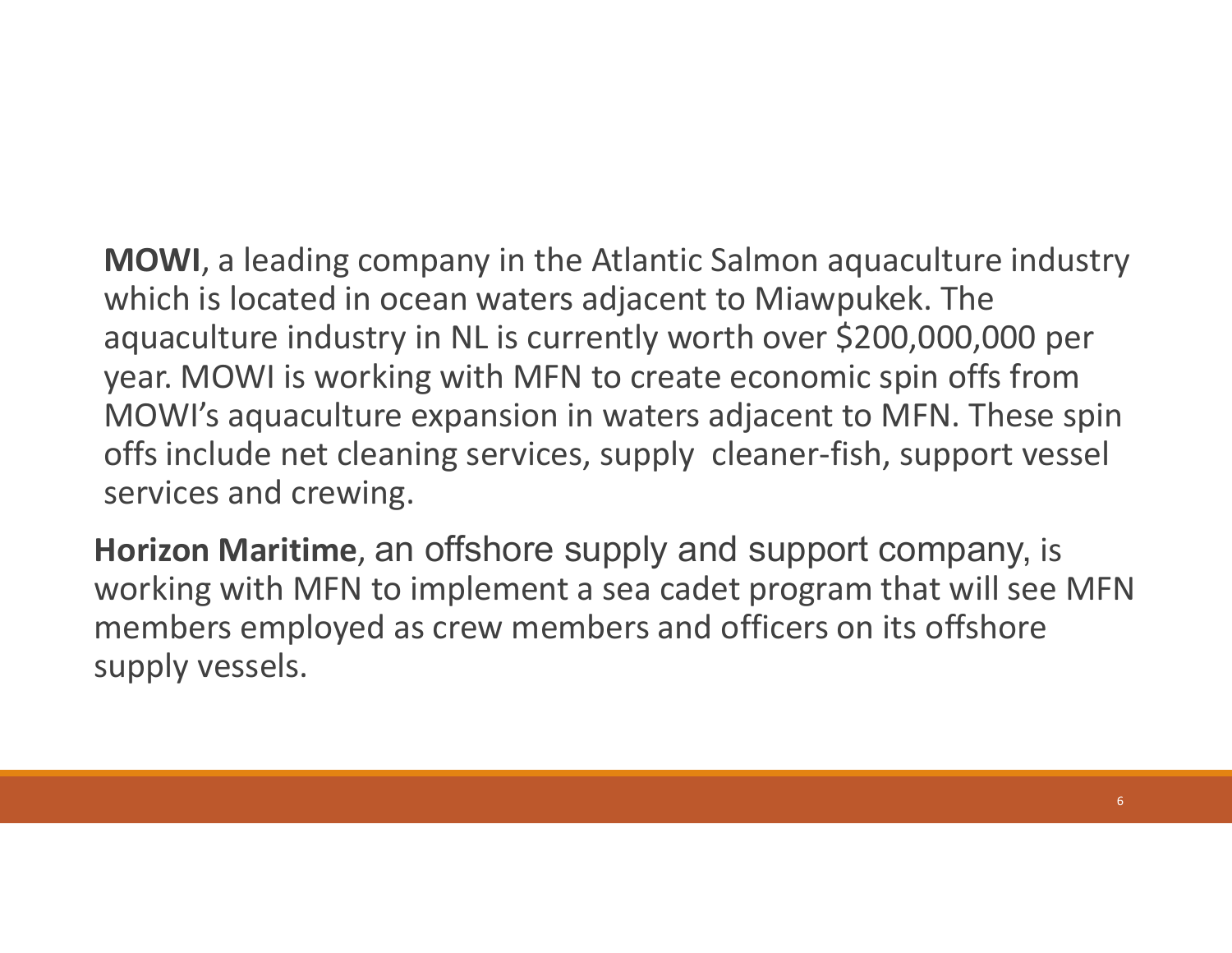**MOWI**, a leading company in the Atlantic Salmon aquaculture industry which is located in ocean waters adjacent to Miawpukek. The aquaculture industry in NL is currently worth over $200,000,000 per year. MOWI is working with MFN to create economic spin offs from MOWI's aquaculture expansion in waters adjacent to MFN. These spin offs include net cleaning services, supply cleaner-fish, support vessel services and crewing.

**Horizon Maritime**, an offshore supply and support company, is working with MFN to implement a sea cadet program that will see MFN members employed as crew members and officers on its offshore supply vessels.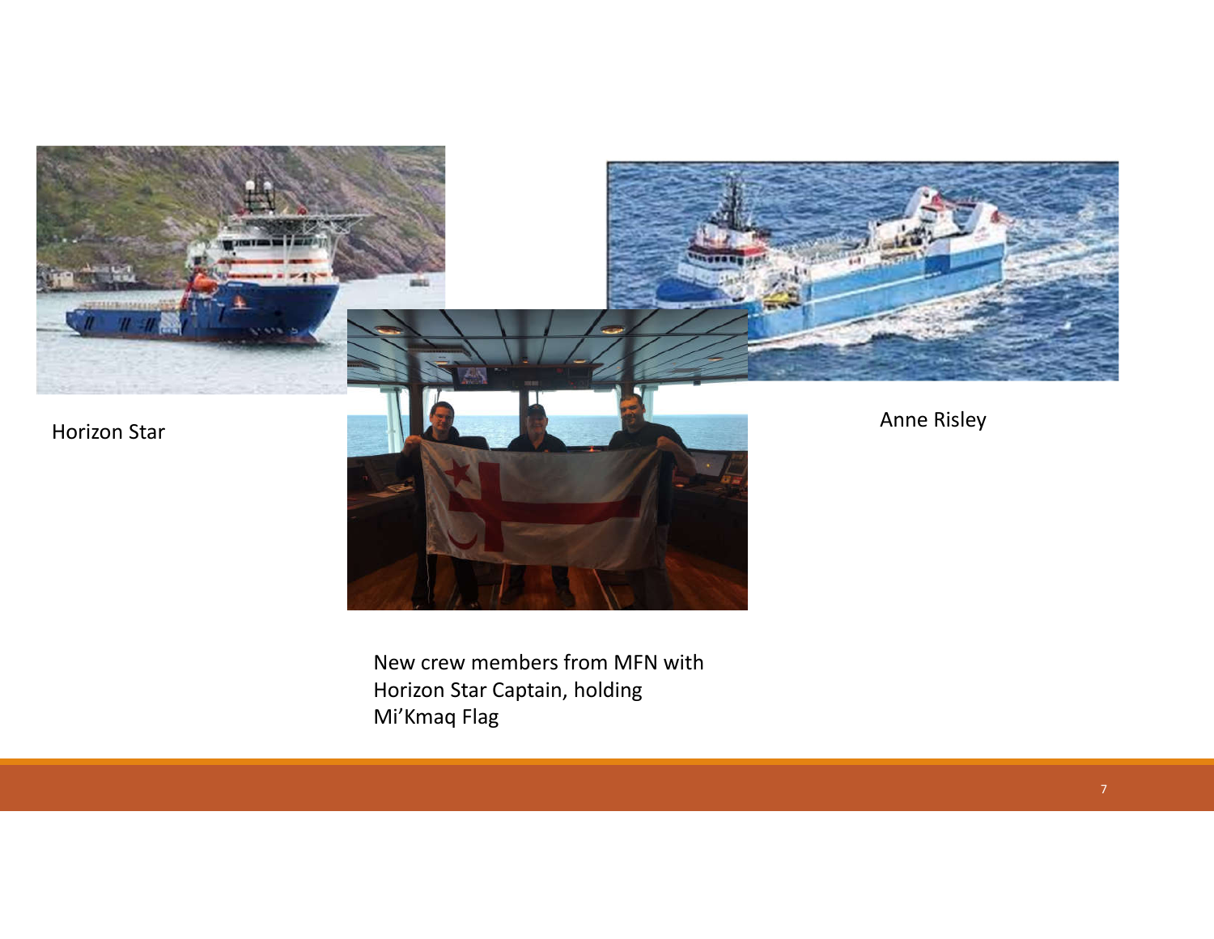Horizon Star

Anne Risley

New crew members from MFN with Horizon Star Captain, holding Mi’Kmaq Flag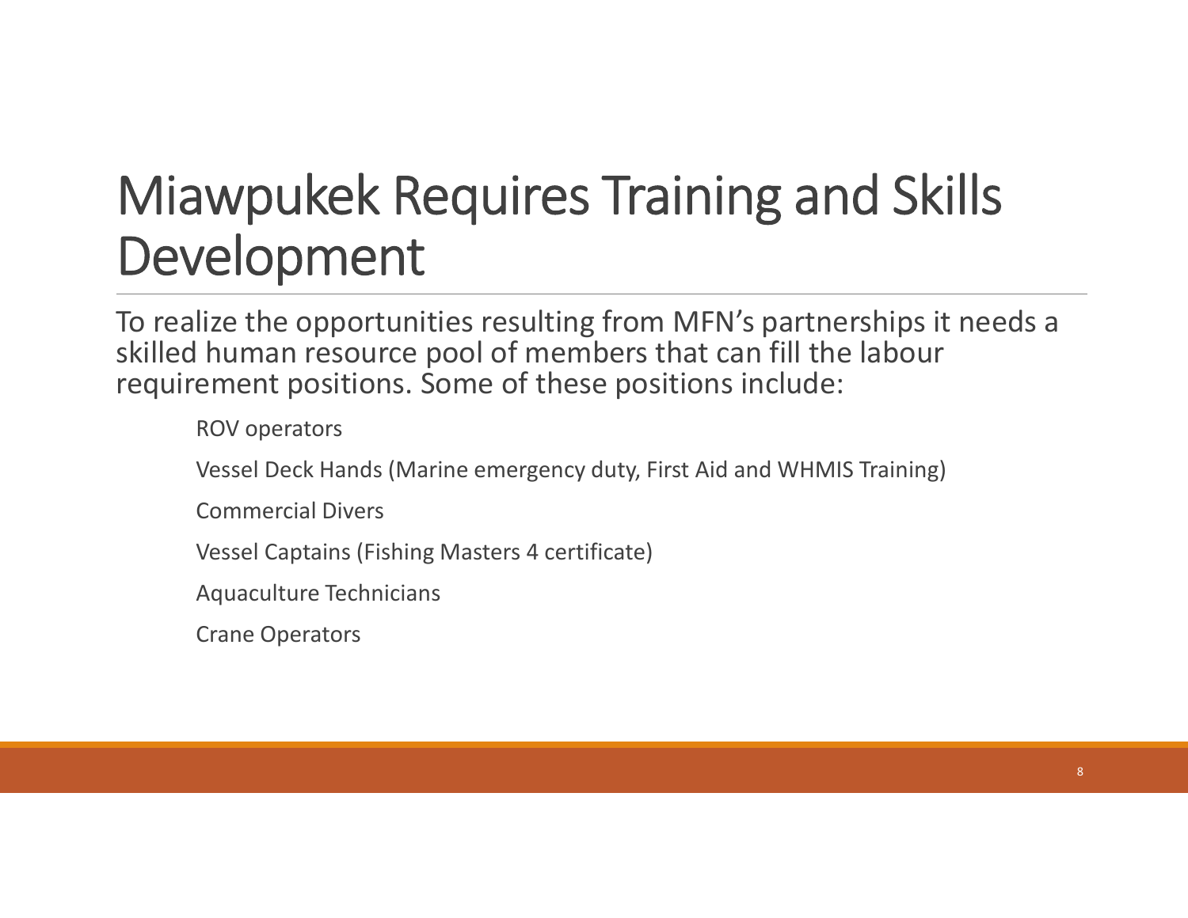# Miawpukek Requires Training and Skills Development

To realize the opportunities resulting from MFN's partnerships it needs a skilled human resource pool of members that can fill the labour requirement positions. Some of these positions include:

- ROV operators
- Vessel Deck Hands (Marine emergency duty, First Aid and WHMIS Training)
- Commercial Divers
- Vessel Captains (Fishing Masters 4 certificate)
- Aquaculture Technicians
- Crane Operators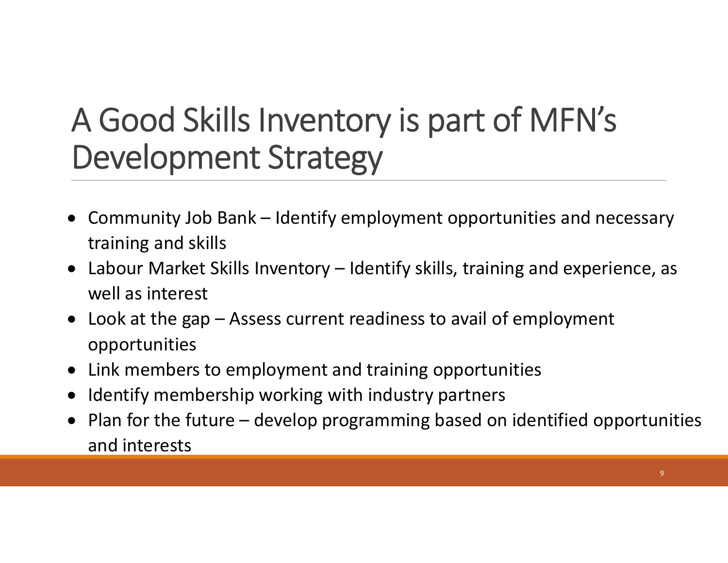# A Good Skills Inventory is part of MFN's Development Strategy

- Community Job Bank – Identify employment opportunities and necessary training and skills
- Labour Market Skills Inventory – Identify skills, training and experience, as well as interest
- Look at the gap – Assess current readiness to avail of employment opportunities
- Link members to employment and training opportunities
- Identify membership working with industry partners
- Plan for the future – develop programming based on identified opportunities and interests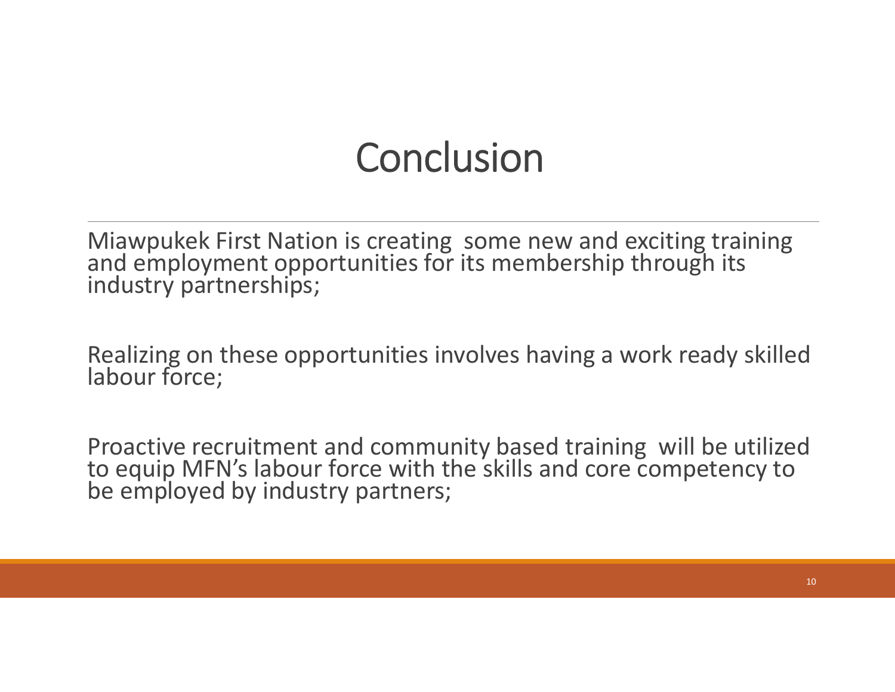# Conclusion

Miawpukek First Nation is creating some new and exciting training and employment opportunities for its membership through its industry partnerships;

Realizing on these opportunities involves having a work ready skilled labour force;

Proactive recruitment and community based training will be utilized to equip MFN's labour force with the skills and core competency to be employed by industry partners;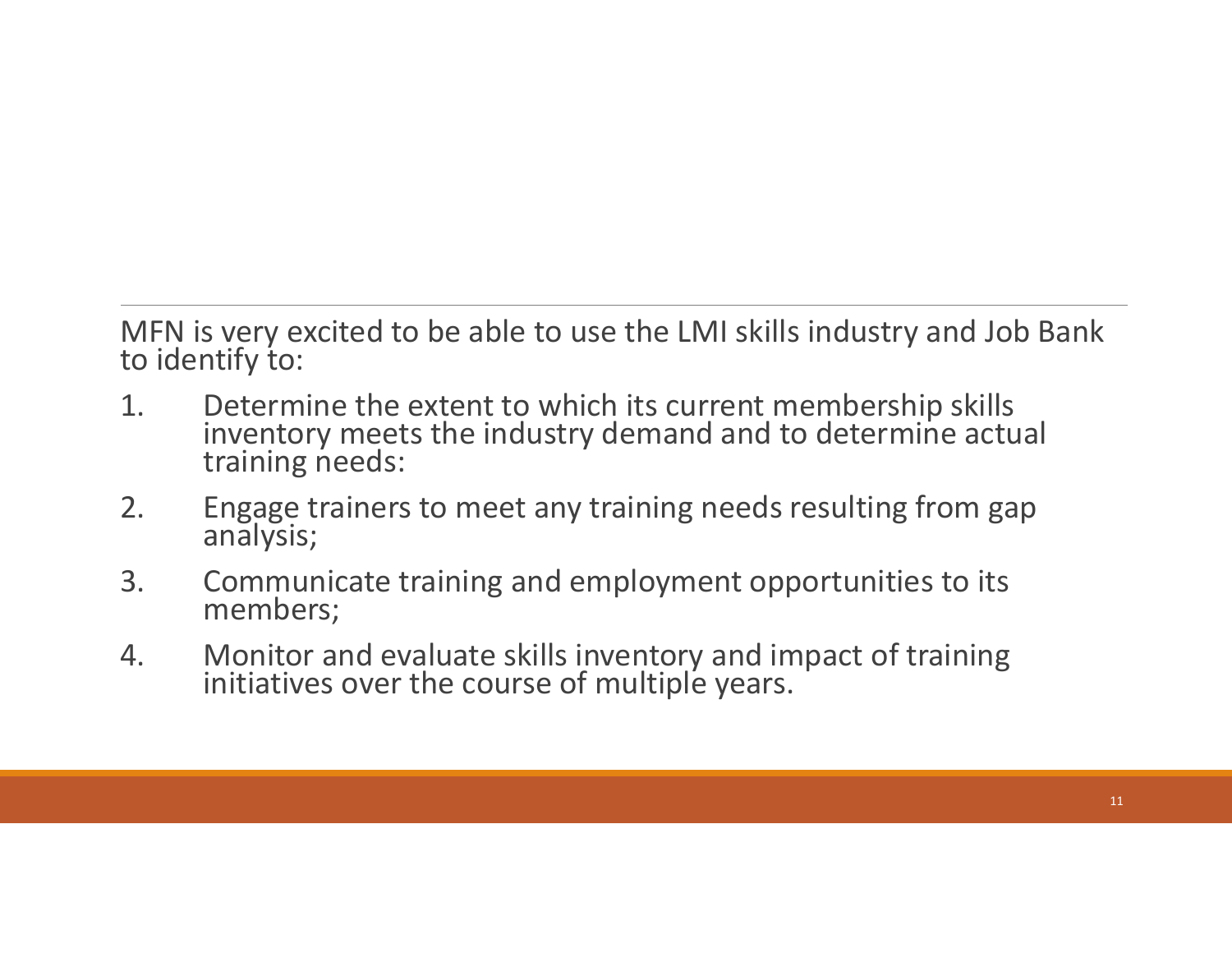MFN is very excited to be able to use the LMI skills industry and Job Bank to identify to:

1. Determine the extent to which its current membership skills inventory meets the industry demand and to determine actual training needs:
2. Engage trainers to meet any training needs resulting from gap analysis;
3. Communicate training and employment opportunities to its members;
4. Monitor and evaluate skills inventory and impact of training initiatives over the course of multiple years.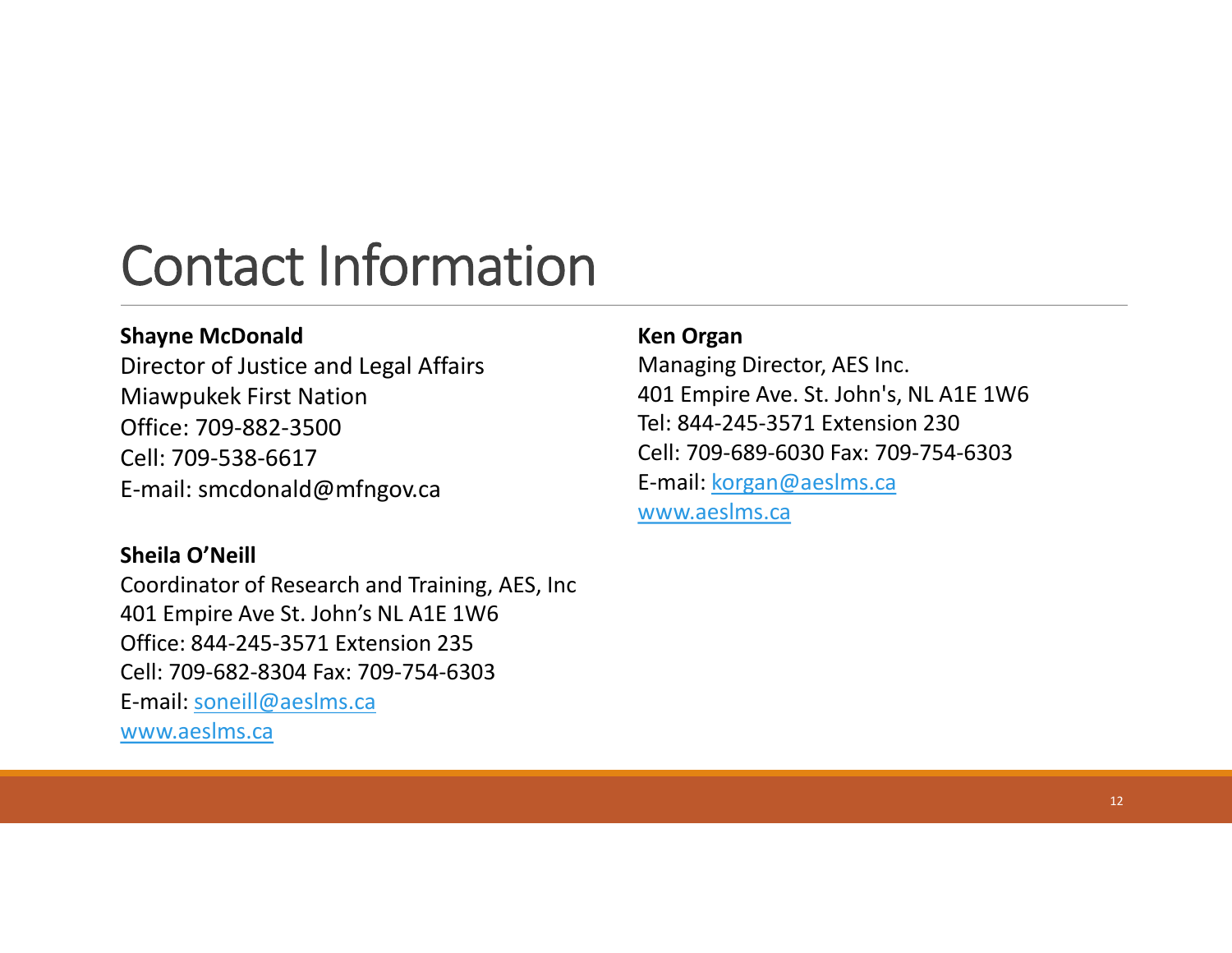# Contact Information

**Shayne McDonald**
Director of Justice and Legal Affairs
Miawpukek First Nation
Office: 709-882-3500
Cell: 709-538-6617
E-mail: smcdonald@mfngov.ca

**Sheila O'Neill**
Coordinator of Research and Training, AES, Inc
401 Empire Ave St. John's NL A1E 1W6
Office: 844-245-3571 Extension 235
Cell: 709-682-8304 Fax: 709-754-6303
E-mail: soneill@aeslms.ca
www.aeslms.ca

**Ken Organ**
Managing Director, AES Inc.
401 Empire Ave. St. John's, NL A1E 1W6
Tel: 844-245-3571 Extension 230
Cell: 709-689-6030 Fax: 709-754-6303
E-mail: korgan@aeslms.ca
www.aeslms.ca